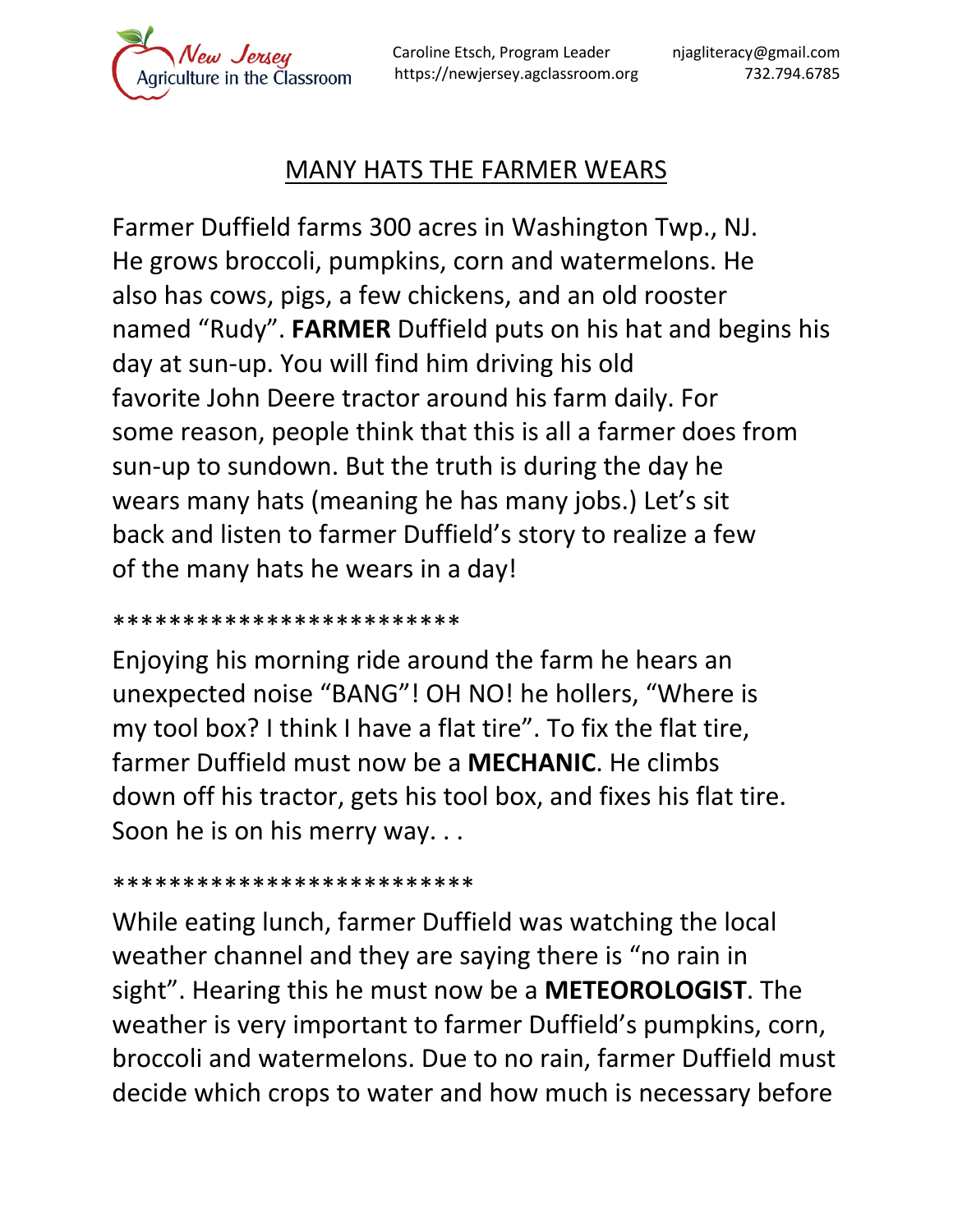New Jersey Agriculture in the Classroom

Caroline Etsch, Program Leader
https://newjersey.agclassroom.org

njagliteracy@gmail.com
732.794.6785

# MANY HATS THE FARMER WEARS

Farmer Duffield farms 300 acres in Washington Twp., NJ. He grows broccoli, pumpkins, corn and watermelons. He also has cows, pigs, a few chickens, and an old rooster named "Rudy". **FARMER** Duffield puts on his hat and begins his day at sun-up. You will find him driving his old favorite John Deere tractor around his farm daily. For some reason, people think that this is all a farmer does from sun-up to sundown. But the truth is during the day he wears many hats (meaning he has many jobs.) Let's sit back and listen to farmer Duffield's story to realize a few of the many hats he wears in a day!

************************

Enjoying his morning ride around the farm he hears an unexpected noise "BANG"! OH NO! he hollers, "Where is my tool box? I think I have a flat tire". To fix the flat tire, farmer Duffield must now be a **MECHANIC**. He climbs down off his tractor, gets his tool box, and fixes his flat tire. Soon he is on his merry way. . .

*************************

While eating lunch, farmer Duffield was watching the local weather channel and they are saying there is "no rain in sight". Hearing this he must now be a **METEOROLOGIST**. The weather is very important to farmer Duffield's pumpkins, corn, broccoli and watermelons. Due to no rain, farmer Duffield must decide which crops to water and how much is necessary before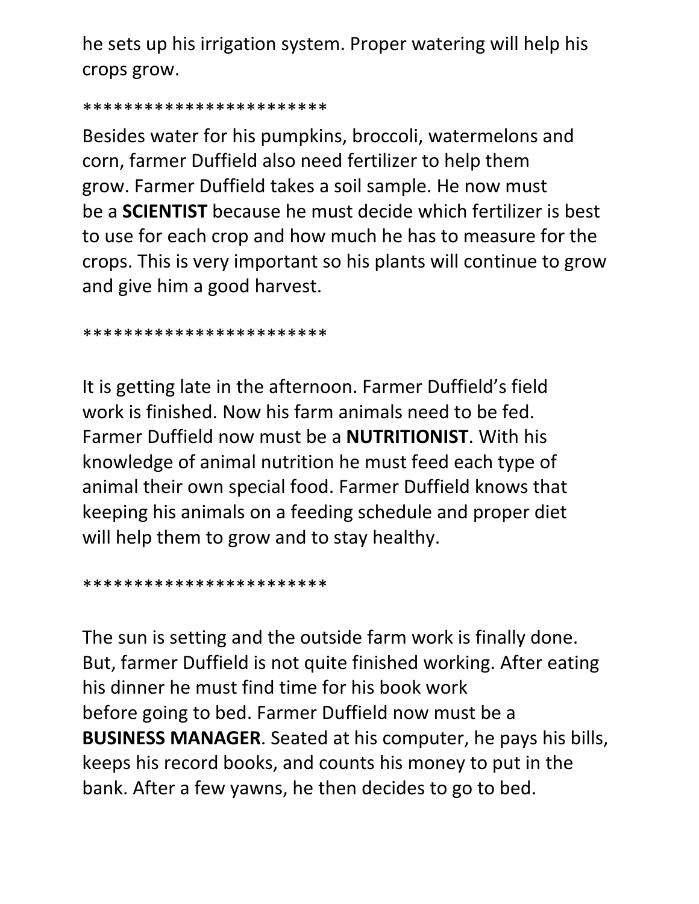he sets up his irrigation system. Proper watering will help his crops grow.

************************

Besides water for his pumpkins, broccoli, watermelons and corn, farmer Duffield also need fertilizer to help them grow. Farmer Duffield takes a soil sample. He now must be a **SCIENTIST** because he must decide which fertilizer is best to use for each crop and how much he has to measure for the crops. This is very important so his plants will continue to grow and give him a good harvest.

************************

It is getting late in the afternoon. Farmer Duffield's field work is finished. Now his farm animals need to be fed. Farmer Duffield now must be a **NUTRITIONIST**. With his knowledge of animal nutrition he must feed each type of animal their own special food. Farmer Duffield knows that keeping his animals on a feeding schedule and proper diet will help them to grow and to stay healthy.

************************

The sun is setting and the outside farm work is finally done. But, farmer Duffield is not quite finished working. After eating his dinner he must find time for his book work before going to bed. Farmer Duffield now must be a **BUSINESS MANAGER**. Seated at his computer, he pays his bills, keeps his record books, and counts his money to put in the bank. After a few yawns, he then decides to go to bed.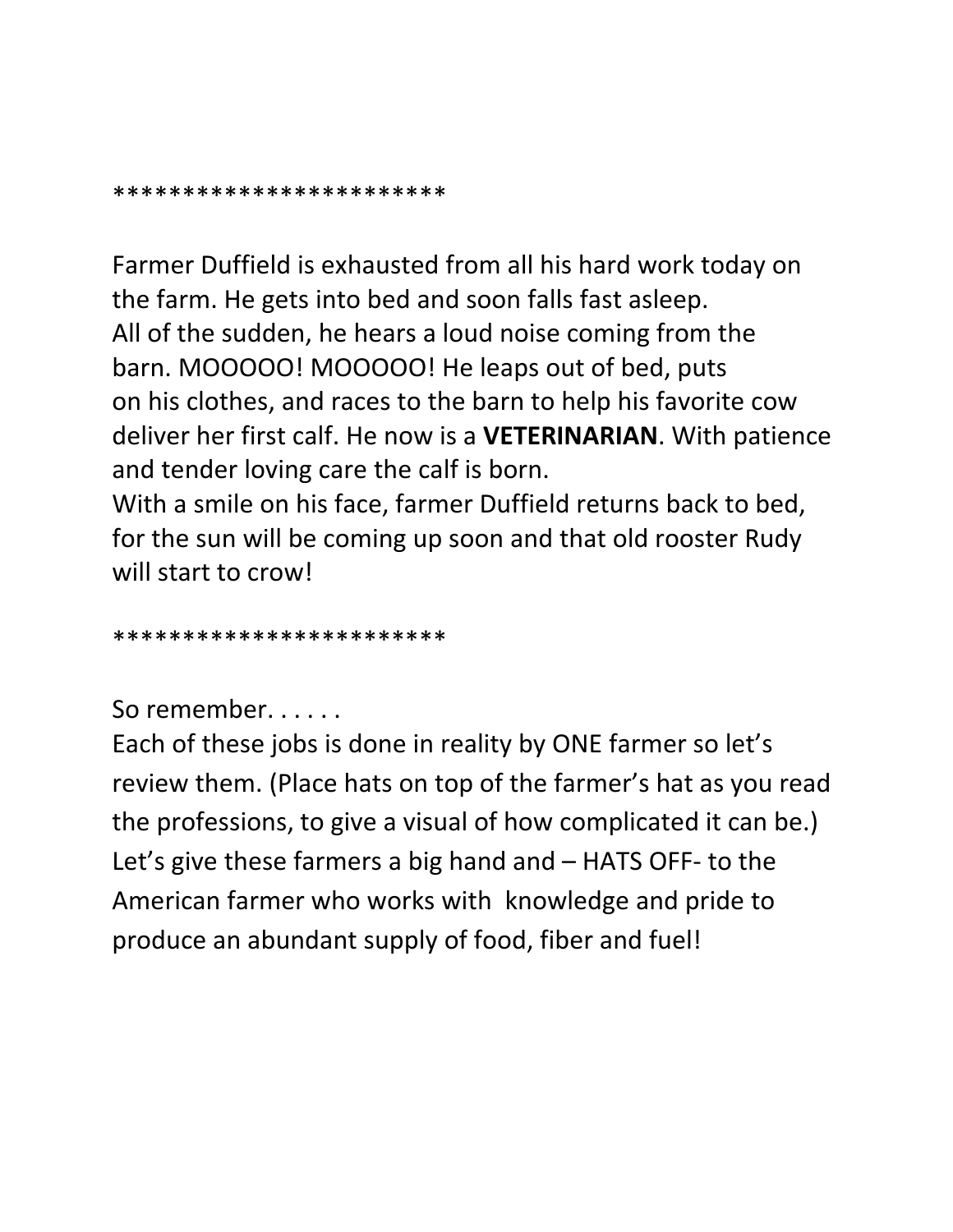************************

Farmer Duffield is exhausted from all his hard work today on the farm. He gets into bed and soon falls fast asleep.
All of the sudden, he hears a loud noise coming from the barn. MOOOOO! MOOOOO! He leaps out of bed, puts on his clothes, and races to the barn to help his favorite cow deliver her first calf. He now is a **VETERINARIAN**. With patience and tender loving care the calf is born.
With a smile on his face, farmer Duffield returns back to bed, for the sun will be coming up soon and that old rooster Rudy will start to crow!

************************

So remember. . . . . .
Each of these jobs is done in reality by ONE farmer so let's review them. (Place hats on top of the farmer's hat as you read the professions, to give a visual of how complicated it can be.)
Let's give these farmers a big hand and – HATS OFF- to the American farmer who works with knowledge and pride to produce an abundant supply of food, fiber and fuel!